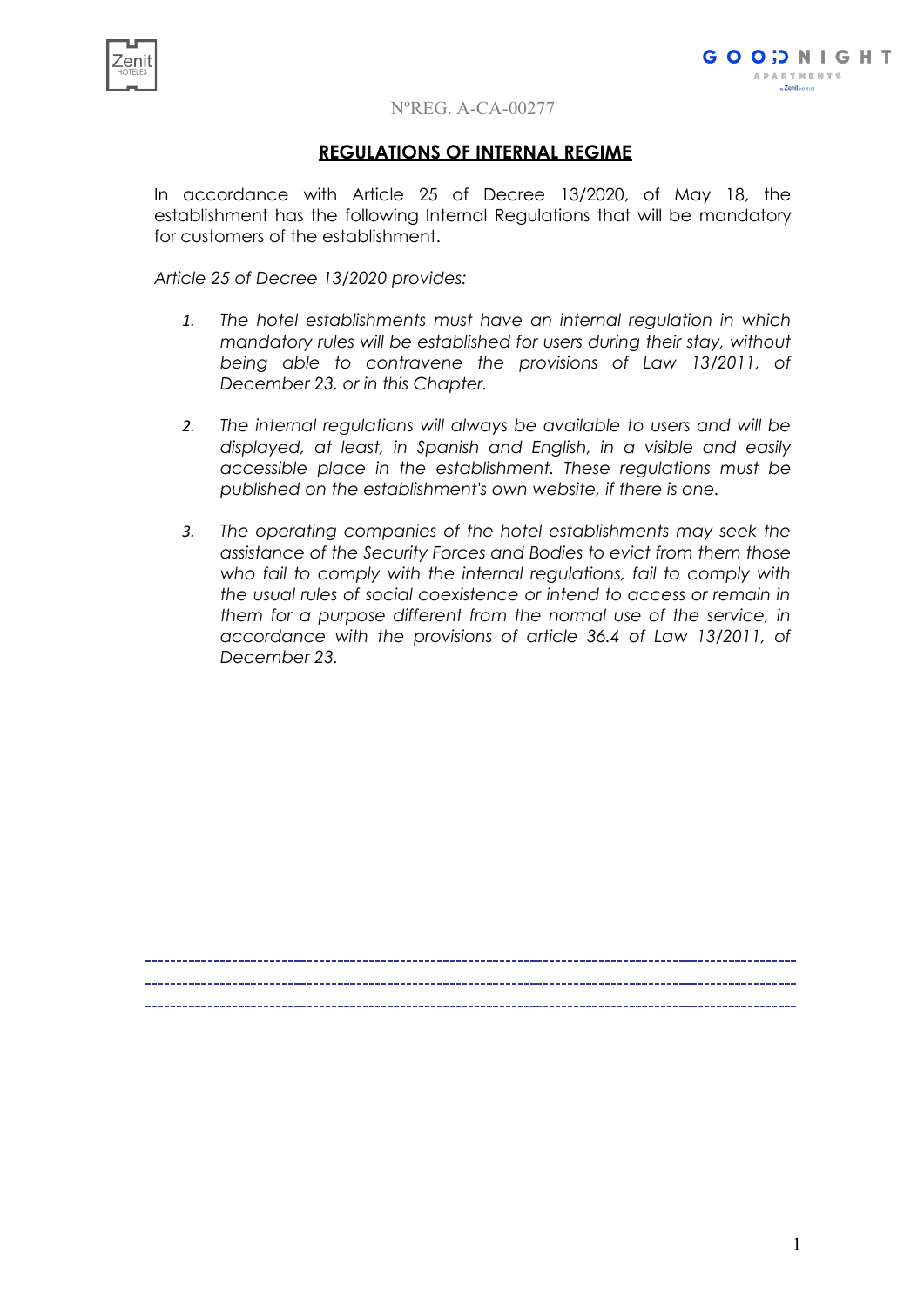NºREG. A-CA-00277

# REGULATIONS OF INTERNAL REGIME

In accordance with Article 25 of Decree 13/2020, of May 18, the establishment has the following Internal Regulations that will be mandatory for customers of the establishment.

*Article 25 of Decree 13/2020 provides:*

1. *The hotel establishments must have an internal regulation in which mandatory rules will be established for users during their stay, without being able to contravene the provisions of Law 13/2011, of December 23, or in this Chapter.*

2. *The internal regulations will always be available to users and will be displayed, at least, in Spanish and English, in a visible and easily accessible place in the establishment. These regulations must be published on the establishment's own website, if there is one.*

3. *The operating companies of the hotel establishments may seek the assistance of the Security Forces and Bodies to evict from them those who fail to comply with the internal regulations, fail to comply with the usual rules of social coexistence or intend to access or remain in them for a purpose different from the normal use of the service, in accordance with the provisions of article 36.4 of Law 13/2011, of December 23.*

-----------------------------------------------------------------------------------------------------------
-----------------------------------------------------------------------------------------------------------
-----------------------------------------------------------------------------------------------------------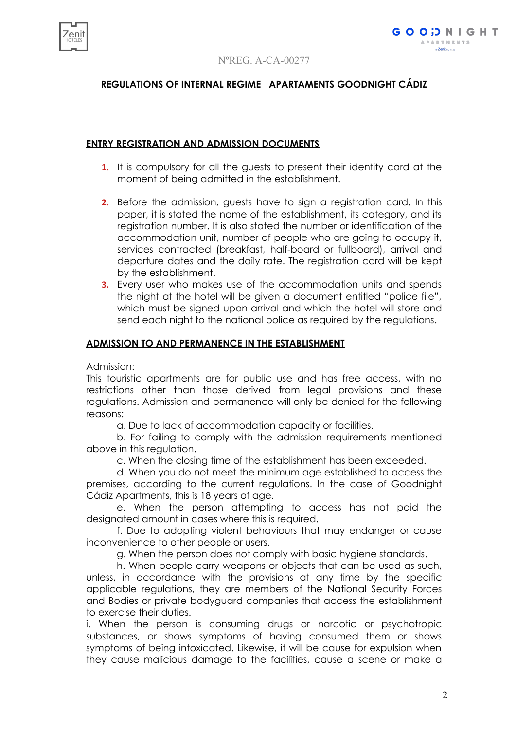NºREG. A-CA-00277

## REGULATIONS OF INTERNAL REGIME APARTAMENTS GOODNIGHT CÁDIZ

### ENTRY REGISTRATION AND ADMISSION DOCUMENTS

1. It is compulsory for all the guests to present their identity card at the moment of being admitted in the establishment.
2. Before the admission, guests have to sign a registration card. In this paper, it is stated the name of the establishment, its category, and its registration number. It is also stated the number or identification of the accommodation unit, number of people who are going to occupy it, services contracted (breakfast, half-board or fullboard), arrival and departure dates and the daily rate. The registration card will be kept by the establishment.
3. Every user who makes use of the accommodation units and spends the night at the hotel will be given a document entitled "police file", which must be signed upon arrival and which the hotel will store and send each night to the national police as required by the regulations.

### ADMISSION TO AND PERMANENCE IN THE ESTABLISHMENT

Admission:
This touristic apartments are for public use and has free access, with no restrictions other than those derived from legal provisions and these regulations. Admission and permanence will only be denied for the following reasons:

a. Due to lack of accommodation capacity or facilities.

b. For failing to comply with the admission requirements mentioned above in this regulation.

c. When the closing time of the establishment has been exceeded.

d. When you do not meet the minimum age established to access the premises, according to the current regulations. In the case of Goodnight Cádiz Apartments, this is 18 years of age.

e. When the person attempting to access has not paid the designated amount in cases where this is required.

f. Due to adopting violent behaviours that may endanger or cause inconvenience to other people or users.

g. When the person does not comply with basic hygiene standards.

h. When people carry weapons or objects that can be used as such, unless, in accordance with the provisions at any time by the specific applicable regulations, they are members of the National Security Forces and Bodies or private bodyguard companies that access the establishment to exercise their duties.

i. When the person is consuming drugs or narcotic or psychotropic substances, or shows symptoms of having consumed them or shows symptoms of being intoxicated. Likewise, it will be cause for expulsion when they cause malicious damage to the facilities, cause a scene or make a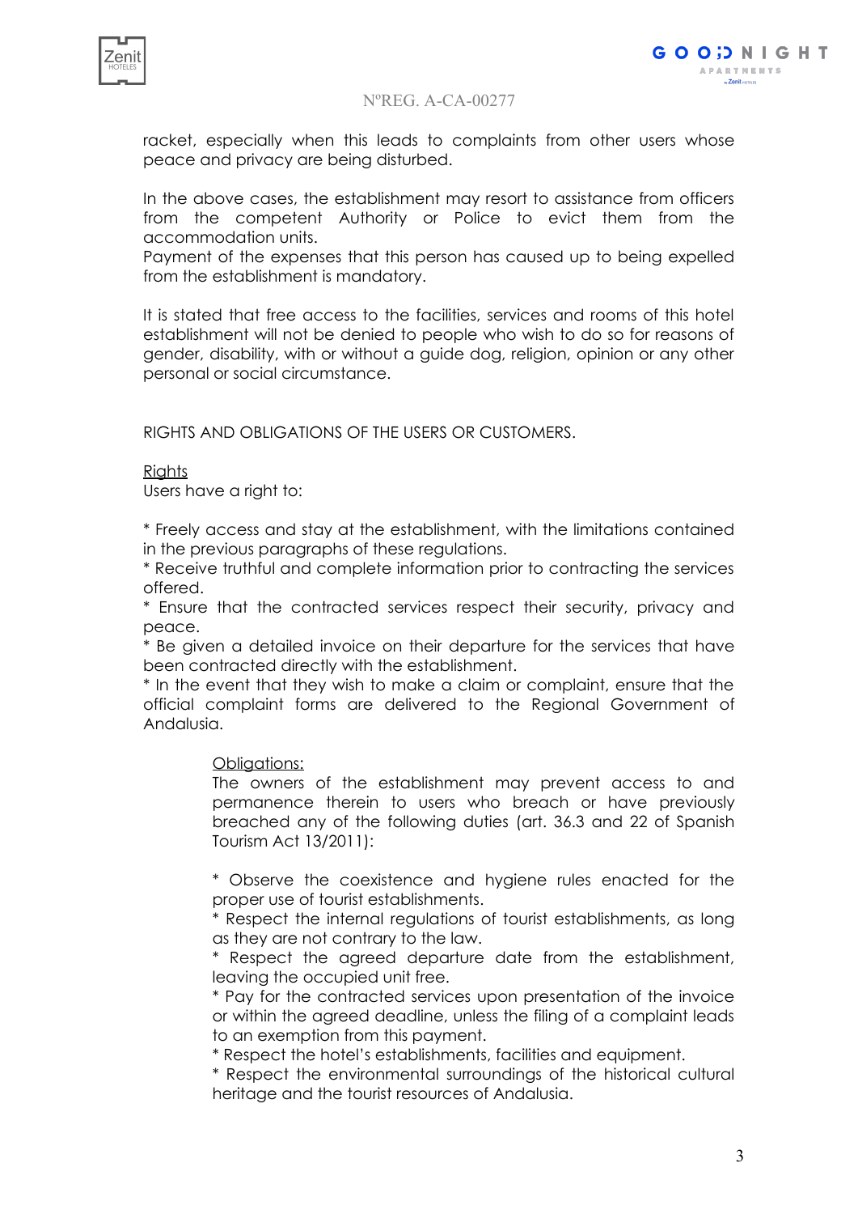racket, especially when this leads to complaints from other users whose peace and privacy are being disturbed.

In the above cases, the establishment may resort to assistance from officers from the competent Authority or Police to evict them from the accommodation units.
Payment of the expenses that this person has caused up to being expelled from the establishment is mandatory.

It is stated that free access to the facilities, services and rooms of this hotel establishment will not be denied to people who wish to do so for reasons of gender, disability, with or without a guide dog, religion, opinion or any other personal or social circumstance.

RIGHTS AND OBLIGATIONS OF THE USERS OR CUSTOMERS.

<u>Rights</u>
Users have a right to:

* Freely access and stay at the establishment, with the limitations contained in the previous paragraphs of these regulations.
* Receive truthful and complete information prior to contracting the services offered.
* Ensure that the contracted services respect their security, privacy and peace.
* Be given a detailed invoice on their departure for the services that have been contracted directly with the establishment.
* In the event that they wish to make a claim or complaint, ensure that the official complaint forms are delivered to the Regional Government of Andalusia.

<u>Obligations:</u>
The owners of the establishment may prevent access to and permanence therein to users who breach or have previously breached any of the following duties (art. 36.3 and 22 of Spanish Tourism Act 13/2011):

* Observe the coexistence and hygiene rules enacted for the proper use of tourist establishments.
* Respect the internal regulations of tourist establishments, as long as they are not contrary to the law.
* Respect the agreed departure date from the establishment, leaving the occupied unit free.
* Pay for the contracted services upon presentation of the invoice or within the agreed deadline, unless the filing of a complaint leads to an exemption from this payment.
* Respect the hotel's establishments, facilities and equipment.
* Respect the environmental surroundings of the historical cultural heritage and the tourist resources of Andalusia.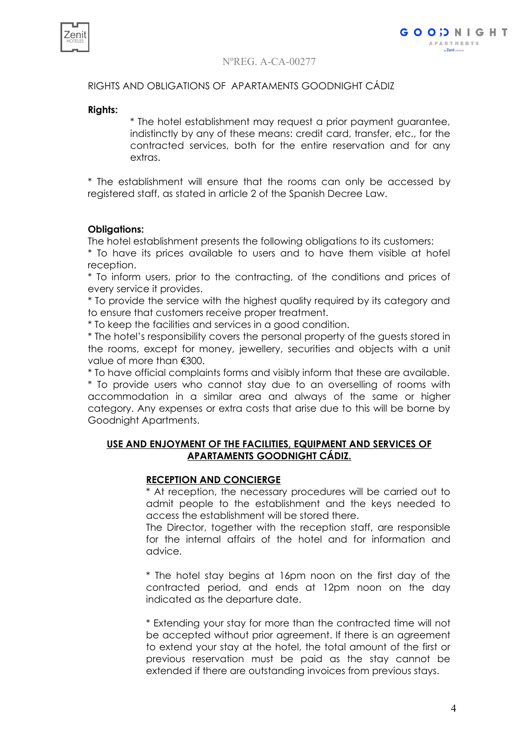NºREG. A-CA-00277

RIGHTS AND OBLIGATIONS OF APARTAMENTS GOODNIGHT CÁDIZ

**Rights:**

* The hotel establishment may request a prior payment guarantee, indistinctly by any of these means: credit card, transfer, etc., for the contracted services, both for the entire reservation and for any extras.

* The establishment will ensure that the rooms can only be accessed by registered staff, as stated in article 2 of the Spanish Decree Law.

**Obligations:**

The hotel establishment presents the following obligations to its customers:

* To have its prices available to users and to have them visible at hotel reception.
* To inform users, prior to the contracting, of the conditions and prices of every service it provides.
* To provide the service with the highest quality required by its category and to ensure that customers receive proper treatment.
* To keep the facilities and services in a good condition.
* The hotel's responsibility covers the personal property of the guests stored in the rooms, except for money, jewellery, securities and objects with a unit value of more than €300.
* To have official complaints forms and visibly inform that these are available.
* To provide users who cannot stay due to an overselling of rooms with accommodation in a similar area and always of the same or higher category. Any expenses or extra costs that arise due to this will be borne by Goodnight Apartments.

## <u>**USE AND ENJOYMENT OF THE FACILITIES, EQUIPMENT AND SERVICES OF APARTAMENTS GOODNIGHT CÁDIZ.**</u>

### <u>**RECEPTION AND CONCIERGE**</u>

* At reception, the necessary procedures will be carried out to admit people to the establishment and the keys needed to access the establishment will be stored there.

The Director, together with the reception staff, are responsible for the internal affairs of the hotel and for information and advice.

* The hotel stay begins at 16pm noon on the first day of the contracted period, and ends at 12pm noon on the day indicated as the departure date.

* Extending your stay for more than the contracted time will not be accepted without prior agreement. If there is an agreement to extend your stay at the hotel, the total amount of the first or previous reservation must be paid as the stay cannot be extended if there are outstanding invoices from previous stays.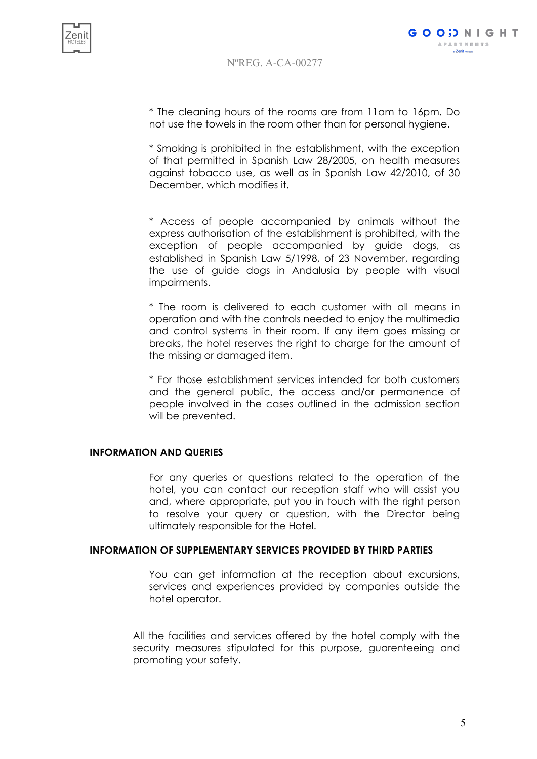* The cleaning hours of the rooms are from 11am to 16pm. Do not use the towels in the room other than for personal hygiene.

* Smoking is prohibited in the establishment, with the exception of that permitted in Spanish Law 28/2005, on health measures against tobacco use, as well as in Spanish Law 42/2010, of 30 December, which modifies it.

* Access of people accompanied by animals without the express authorisation of the establishment is prohibited, with the exception of people accompanied by guide dogs, as established in Spanish Law 5/1998, of 23 November, regarding the use of guide dogs in Andalusia by people with visual impairments.

* The room is delivered to each customer with all means in operation and with the controls needed to enjoy the multimedia and control systems in their room. If any item goes missing or breaks, the hotel reserves the right to charge for the amount of the missing or damaged item.

* For those establishment services intended for both customers and the general public, the access and/or permanence of people involved in the cases outlined in the admission section will be prevented.

## INFORMATION AND QUERIES

For any queries or questions related to the operation of the hotel, you can contact our reception staff who will assist you and, where appropriate, put you in touch with the right person to resolve your query or question, with the Director being ultimately responsible for the Hotel.

## INFORMATION OF SUPPLEMENTARY SERVICES PROVIDED BY THIRD PARTIES

You can get information at the reception about excursions, services and experiences provided by companies outside the hotel operator.

All the facilities and services offered by the hotel comply with the security measures stipulated for this purpose, guarenteeing and promoting your safety.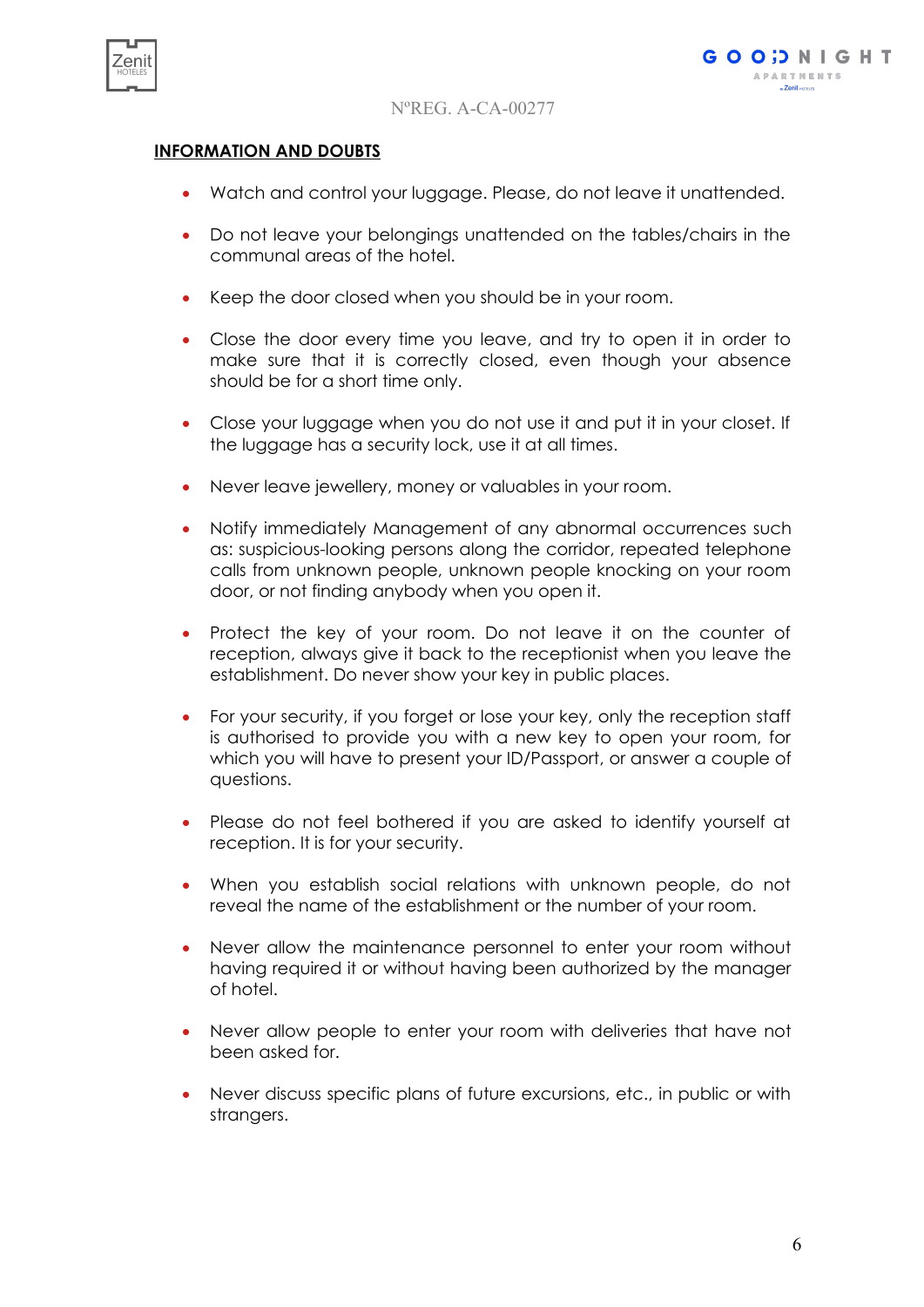NºREG. A-CA-00277

## INFORMATION AND DOUBTS

- Watch and control your luggage. Please, do not leave it unattended.
- Do not leave your belongings unattended on the tables/chairs in the communal areas of the hotel.
- Keep the door closed when you should be in your room.
- Close the door every time you leave, and try to open it in order to make sure that it is correctly closed, even though your absence should be for a short time only.
- Close your luggage when you do not use it and put it in your closet. If the luggage has a security lock, use it at all times.
- Never leave jewellery, money or valuables in your room.
- Notify immediately Management of any abnormal occurrences such as: suspicious-looking persons along the corridor, repeated telephone calls from unknown people, unknown people knocking on your room door, or not finding anybody when you open it.
- Protect the key of your room. Do not leave it on the counter of reception, always give it back to the receptionist when you leave the establishment. Do never show your key in public places.
- For your security, if you forget or lose your key, only the reception staff is authorised to provide you with a new key to open your room, for which you will have to present your ID/Passport, or answer a couple of questions.
- Please do not feel bothered if you are asked to identify yourself at reception. It is for your security.
- When you establish social relations with unknown people, do not reveal the name of the establishment or the number of your room.
- Never allow the maintenance personnel to enter your room without having required it or without having been authorized by the manager of hotel.
- Never allow people to enter your room with deliveries that have not been asked for.
- Never discuss specific plans of future excursions, etc., in public or with strangers.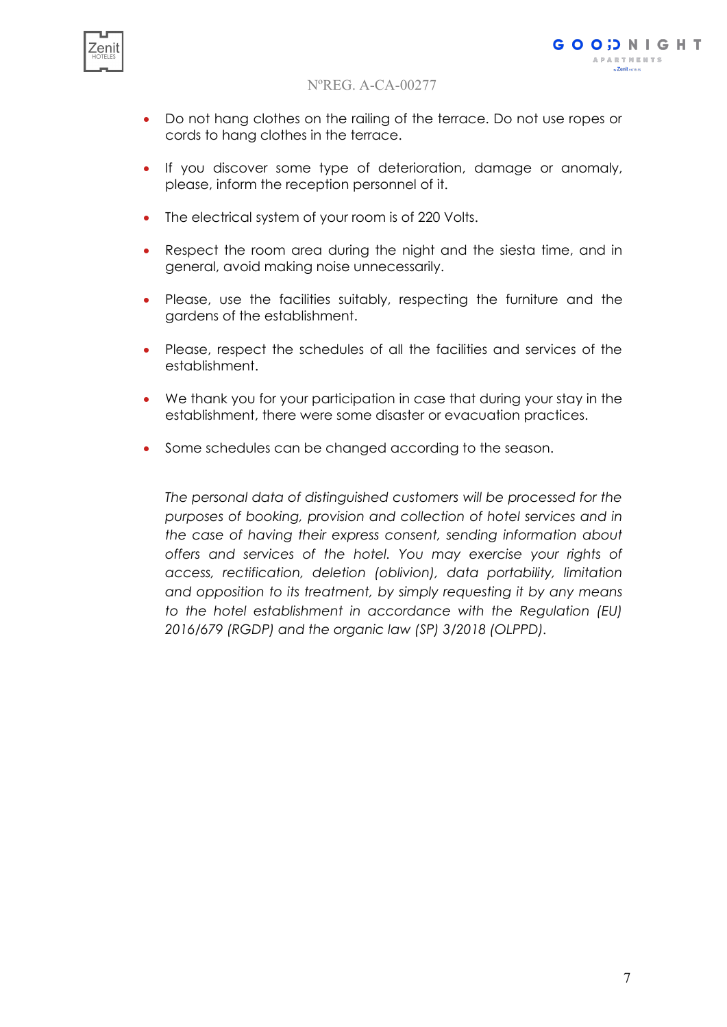- Do not hang clothes on the railing of the terrace. Do not use ropes or cords to hang clothes in the terrace.
- If you discover some type of deterioration, damage or anomaly, please, inform the reception personnel of it.
- The electrical system of your room is of 220 Volts.
- Respect the room area during the night and the siesta time, and in general, avoid making noise unnecessarily.
- Please, use the facilities suitably, respecting the furniture and the gardens of the establishment.
- Please, respect the schedules of all the facilities and services of the establishment.
- We thank you for your participation in case that during your stay in the establishment, there were some disaster or evacuation practices.
- Some schedules can be changed according to the season.

*The personal data of distinguished customers will be processed for the purposes of booking, provision and collection of hotel services and in the case of having their express consent, sending information about offers and services of the hotel. You may exercise your rights of access, rectification, deletion (oblivion), data portability, limitation and opposition to its treatment, by simply requesting it by any means to the hotel establishment in accordance with the Regulation (EU) 2016/679 (RGDP) and the organic law (SP) 3/2018 (OLPPD).*